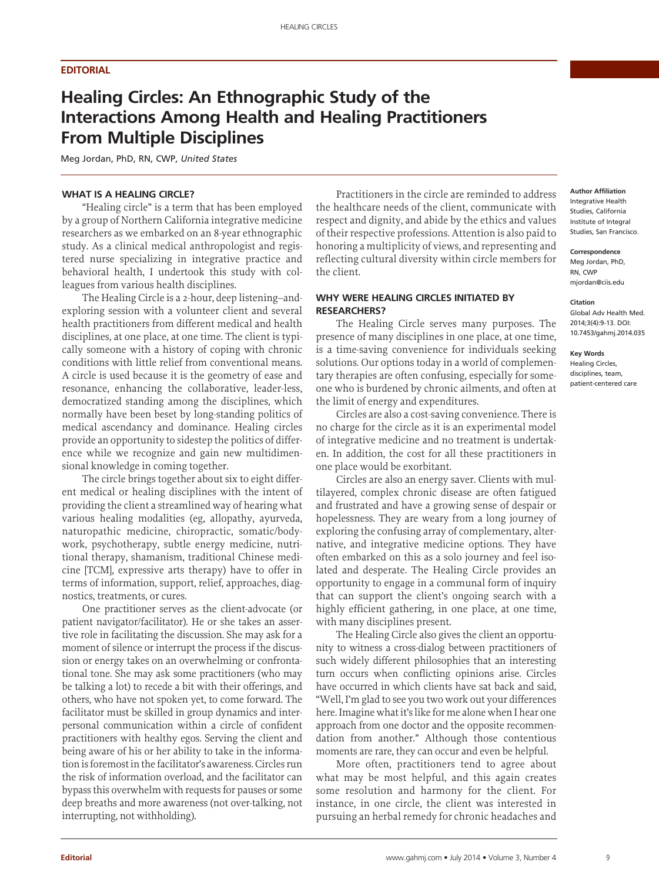**EDITORIAL**

# Healing Circles: An Ethnographic Study of the Interactions Among Health and Healing Practitioners From Multiple Disciplines

Meg Jordan, PhD, RN, CWP, *United States*

**Author Affiliation**
Integrative Health Studies, California Institute of Integral Studies, San Francisco.

**Correspondence**
Meg Jordan, PhD, RN, CWP
mjordan@ciis.edu

**Citation**
Global Adv Health Med. 2014;3(4):9-13. DOI: 10.7453/gahmj.2014.035

**Key Words**
Healing Circles, disciplines, team, patient-centered care

## WHAT IS A HEALING CIRCLE?

"Healing circle" is a term that has been employed by a group of Northern California integrative medicine researchers as we embarked on an 8-year ethnographic study. As a clinical medical anthropologist and registered nurse specializing in integrative practice and behavioral health, I undertook this study with colleagues from various health disciplines.

The Healing Circle is a 2-hour, deep listening–and-exploring session with a volunteer client and several health practitioners from different medical and health disciplines, at one place, at one time. The client is typically someone with a history of coping with chronic conditions with little relief from conventional means. A circle is used because it is the geometry of ease and resonance, enhancing the collaborative, leader-less, democratized standing among the disciplines, which normally have been beset by long-standing politics of medical ascendancy and dominance. Healing circles provide an opportunity to sidestep the politics of difference while we recognize and gain new multidimensional knowledge in coming together.

The circle brings together about six to eight different medical or healing disciplines with the intent of providing the client a streamlined way of hearing what various healing modalities (eg, allopathy, ayurveda, naturopathic medicine, chiropractic, somatic/bodywork, psychotherapy, subtle energy medicine, nutritional therapy, shamanism, traditional Chinese medicine [TCM], expressive arts therapy) have to offer in terms of information, support, relief, approaches, diagnostics, treatments, or cures.

One practitioner serves as the client-advocate (or patient navigator/facilitator). He or she takes an assertive role in facilitating the discussion. She may ask for a moment of silence or interrupt the process if the discussion or energy takes on an overwhelming or confrontational tone. She may ask some practitioners (who may be talking a lot) to recede a bit with their offerings, and others, who have not spoken yet, to come forward. The facilitator must be skilled in group dynamics and interpersonal communication within a circle of confident practitioners with healthy egos. Serving the client and being aware of his or her ability to take in the information is foremost in the facilitator's awareness. Circles run the risk of information overload, and the facilitator can bypass this overwhelm with requests for pauses or some deep breaths and more awareness (not over-talking, not interrupting, not withholding).

Practitioners in the circle are reminded to address the healthcare needs of the client, communicate with respect and dignity, and abide by the ethics and values of their respective professions. Attention is also paid to honoring a multiplicity of views, and representing and reflecting cultural diversity within circle members for the client.

## WHY WERE HEALING CIRCLES INITIATED BY RESEARCHERS?

The Healing Circle serves many purposes. The presence of many disciplines in one place, at one time, is a time-saving convenience for individuals seeking solutions. Our options today in a world of complementary therapies are often confusing, especially for someone who is burdened by chronic ailments, and often at the limit of energy and expenditures.

Circles are also a cost-saving convenience. There is no charge for the circle as it is an experimental model of integrative medicine and no treatment is undertaken. In addition, the cost for all these practitioners in one place would be exorbitant.

Circles are also an energy saver. Clients with multilayered, complex chronic disease are often fatigued and frustrated and have a growing sense of despair or hopelessness. They are weary from a long journey of exploring the confusing array of complementary, alternative, and integrative medicine options. They have often embarked on this as a solo journey and feel isolated and desperate. The Healing Circle provides an opportunity to engage in a communal form of inquiry that can support the client's ongoing search with a highly efficient gathering, in one place, at one time, with many disciplines present.

The Healing Circle also gives the client an opportunity to witness a cross-dialog between practitioners of such widely different philosophies that an interesting turn occurs when conflicting opinions arise. Circles have occurred in which clients have sat back and said, "Well, I'm glad to see you two work out your differences here. Imagine what it's like for me alone when I hear one approach from one doctor and the opposite recommendation from another." Although those contentious moments are rare, they can occur and even be helpful.

More often, practitioners tend to agree about what may be most helpful, and this again creates some resolution and harmony for the client. For instance, in one circle, the client was interested in pursuing an herbal remedy for chronic headaches and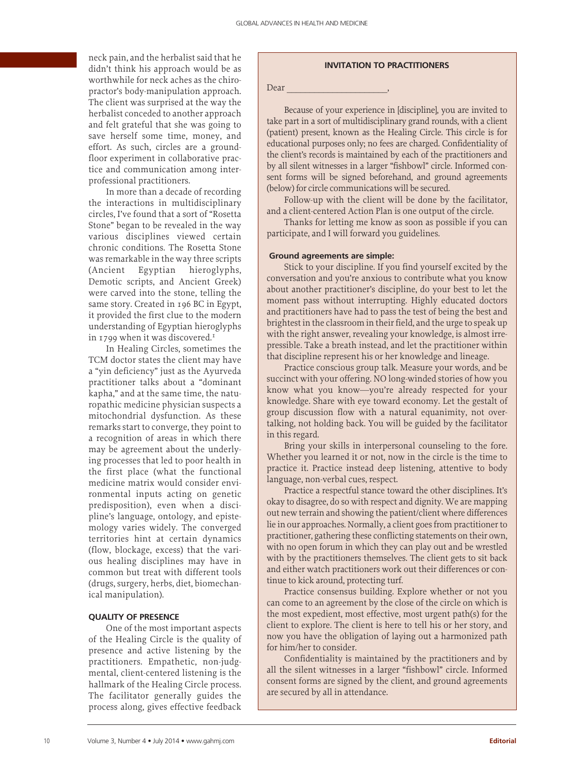neck pain, and the herbalist said that he didn't think his approach would be as worthwhile for neck aches as the chiropractor's body-manipulation approach. The client was surprised at the way the herbalist conceded to another approach and felt grateful that she was going to save herself some time, money, and effort. As such, circles are a ground-floor experiment in collaborative practice and communication among interprofessional practitioners.

In more than a decade of recording the interactions in multidisciplinary circles, I've found that a sort of "Rosetta Stone" began to be revealed in the way various disciplines viewed certain chronic conditions. The Rosetta Stone was remarkable in the way three scripts (Ancient Egyptian hieroglyphs, Demotic scripts, and Ancient Greek) were carved into the stone, telling the same story. Created in 196 BC in Egypt, it provided the first clue to the modern understanding of Egyptian hieroglyphs in 1799 when it was discovered.[1]

In Healing Circles, sometimes the TCM doctor states the client may have a "yin deficiency" just as the Ayurveda practitioner talks about a "dominant kapha," and at the same time, the naturopathic medicine physician suspects a mitochondrial dysfunction. As these remarks start to converge, they point to a recognition of areas in which there may be agreement about the underlying processes that led to poor health in the first place (what the functional medicine matrix would consider environmental inputs acting on genetic predisposition), even when a discipline's language, ontology, and epistemology varies widely. The converged territories hint at certain dynamics (flow, blockage, excess) that the various healing disciplines may have in common but treat with different tools (drugs, surgery, herbs, diet, biomechanical manipulation).

## QUALITY OF PRESENCE

One of the most important aspects of the Healing Circle is the quality of presence and active listening by the practitioners. Empathetic, non-judgmental, client-centered listening is the hallmark of the Healing Circle process. The facilitator generally guides the process along, gives effective feedback

### INVITATION TO PRACTITIONERS

Dear ______________________,

Because of your experience in [discipline], you are invited to take part in a sort of multidisciplinary grand rounds, with a client (patient) present, known as the Healing Circle. This circle is for educational purposes only; no fees are charged. Confidentiality of the client's records is maintained by each of the practitioners and by all silent witnesses in a larger "fishbowl" circle. Informed consent forms will be signed beforehand, and ground agreements (below) for circle communications will be secured.

Follow-up with the client will be done by the facilitator, and a client-centered Action Plan is one output of the circle.

Thanks for letting me know as soon as possible if you can participate, and I will forward you guidelines.

**Ground agreements are simple:**

Stick to your discipline. If you find yourself excited by the conversation and you're anxious to contribute what you know about another practitioner's discipline, do your best to let the moment pass without interrupting. Highly educated doctors and practitioners have had to pass the test of being the best and brightest in the classroom in their field, and the urge to speak up with the right answer, revealing your knowledge, is almost irrepressible. Take a breath instead, and let the practitioner within that discipline represent his or her knowledge and lineage.

Practice conscious group talk. Measure your words, and be succinct with your offering. NO long-winded stories of how you know what you know—you're already respected for your knowledge. Share with eye toward economy. Let the gestalt of group discussion flow with a natural equanimity, not over-talking, not holding back. You will be guided by the facilitator in this regard.

Bring your skills in interpersonal counseling to the fore. Whether you learned it or not, now in the circle is the time to practice it. Practice instead deep listening, attentive to body language, non-verbal cues, respect.

Practice a respectful stance toward the other disciplines. It's okay to disagree, do so with respect and dignity. We are mapping out new terrain and showing the patient/client where differences lie in our approaches. Normally, a client goes from practitioner to practitioner, gathering these conflicting statements on their own, with no open forum in which they can play out and be wrestled with by the practitioners themselves. The client gets to sit back and either watch practitioners work out their differences or continue to kick around, protecting turf.

Practice consensus building. Explore whether or not you can come to an agreement by the close of the circle on which is the most expedient, most effective, most urgent path(s) for the client to explore. The client is here to tell his or her story, and now you have the obligation of laying out a harmonized path for him/her to consider.

Confidentiality is maintained by the practitioners and by all the silent witnesses in a larger "fishbowl" circle. Informed consent forms are signed by the client, and ground agreements are secured by all in attendance.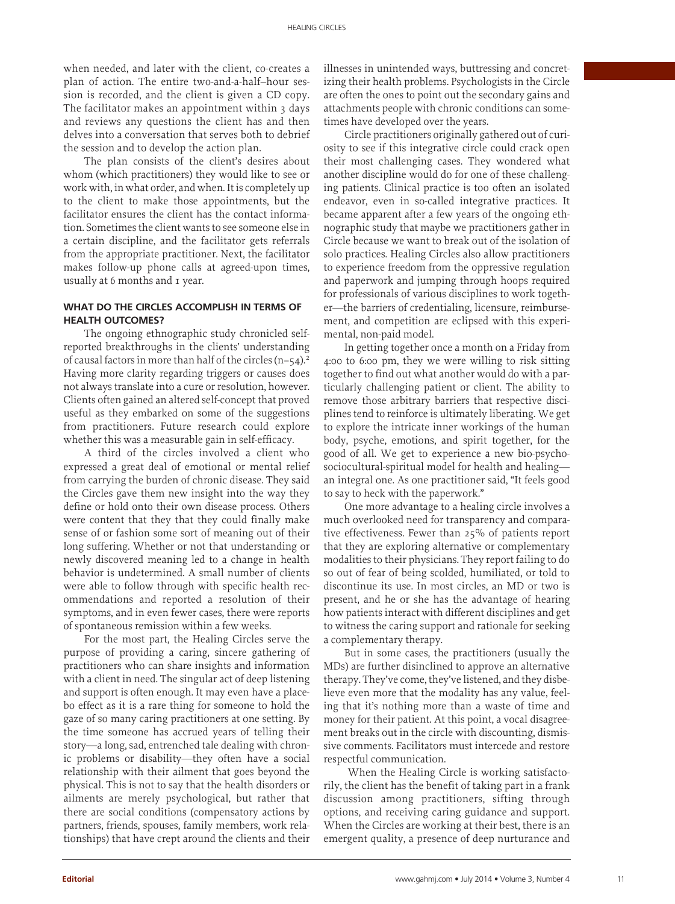when needed, and later with the client, co-creates a plan of action. The entire two-and-a-half–hour session is recorded, and the client is given a CD copy. The facilitator makes an appointment within 3 days and reviews any questions the client has and then delves into a conversation that serves both to debrief the session and to develop the action plan.

The plan consists of the client's desires about whom (which practitioners) they would like to see or work with, in what order, and when. It is completely up to the client to make those appointments, but the facilitator ensures the client has the contact information. Sometimes the client wants to see someone else in a certain discipline, and the facilitator gets referrals from the appropriate practitioner. Next, the facilitator makes follow-up phone calls at agreed-upon times, usually at 6 months and 1 year.

### WHAT DO THE CIRCLES ACCOMPLISH IN TERMS OF HEALTH OUTCOMES?

The ongoing ethnographic study chronicled self-reported breakthroughs in the clients' understanding of causal factors in more than half of the circles (n=54).[2] Having more clarity regarding triggers or causes does not always translate into a cure or resolution, however. Clients often gained an altered self-concept that proved useful as they embarked on some of the suggestions from practitioners. Future research could explore whether this was a measurable gain in self-efficacy.

A third of the circles involved a client who expressed a great deal of emotional or mental relief from carrying the burden of chronic disease. They said the Circles gave them new insight into the way they define or hold onto their own disease process. Others were content that they that they could finally make sense of or fashion some sort of meaning out of their long suffering. Whether or not that understanding or newly discovered meaning led to a change in health behavior is undetermined. A small number of clients were able to follow through with specific health recommendations and reported a resolution of their symptoms, and in even fewer cases, there were reports of spontaneous remission within a few weeks.

For the most part, the Healing Circles serve the purpose of providing a caring, sincere gathering of practitioners who can share insights and information with a client in need. The singular act of deep listening and support is often enough. It may even have a placebo effect as it is a rare thing for someone to hold the gaze of so many caring practitioners at one setting. By the time someone has accrued years of telling their story—a long, sad, entrenched tale dealing with chronic problems or disability—they often have a social relationship with their ailment that goes beyond the physical. This is not to say that the health disorders or ailments are merely psychological, but rather that there are social conditions (compensatory actions by partners, friends, spouses, family members, work relationships) that have crept around the clients and their illnesses in unintended ways, buttressing and concretizing their health problems. Psychologists in the Circle are often the ones to point out the secondary gains and attachments people with chronic conditions can sometimes have developed over the years.

Circle practitioners originally gathered out of curiosity to see if this integrative circle could crack open their most challenging cases. They wondered what another discipline would do for one of these challenging patients. Clinical practice is too often an isolated endeavor, even in so-called integrative practices. It became apparent after a few years of the ongoing ethnographic study that maybe we practitioners gather in Circle because we want to break out of the isolation of solo practices. Healing Circles also allow practitioners to experience freedom from the oppressive regulation and paperwork and jumping through hoops required for professionals of various disciplines to work together—the barriers of credentialing, licensure, reimbursement, and competition are eclipsed with this experimental, non-paid model.

In getting together once a month on a Friday from 4:00 to 6:00 pm, they we were willing to risk sitting together to find out what another would do with a particularly challenging patient or client. The ability to remove those arbitrary barriers that respective disciplines tend to reinforce is ultimately liberating. We get to explore the intricate inner workings of the human body, psyche, emotions, and spirit together, for the good of all. We get to experience a new bio-psycho-sociocultural-spiritual model for health and healing—an integral one. As one practitioner said, "It feels good to say to heck with the paperwork."

One more advantage to a healing circle involves a much overlooked need for transparency and comparative effectiveness. Fewer than 25% of patients report that they are exploring alternative or complementary modalities to their physicians. They report failing to do so out of fear of being scolded, humiliated, or told to discontinue its use. In most circles, an MD or two is present, and he or she has the advantage of hearing how patients interact with different disciplines and get to witness the caring support and rationale for seeking a complementary therapy.

But in some cases, the practitioners (usually the MDs) are further disinclined to approve an alternative therapy. They've come, they've listened, and they disbelieve even more that the modality has any value, feeling that it's nothing more than a waste of time and money for their patient. At this point, a vocal disagreement breaks out in the circle with discounting, dismissive comments. Facilitators must intercede and restore respectful communication.

When the Healing Circle is working satisfactorily, the client has the benefit of taking part in a frank discussion among practitioners, sifting through options, and receiving caring guidance and support. When the Circles are working at their best, there is an emergent quality, a presence of deep nurturance and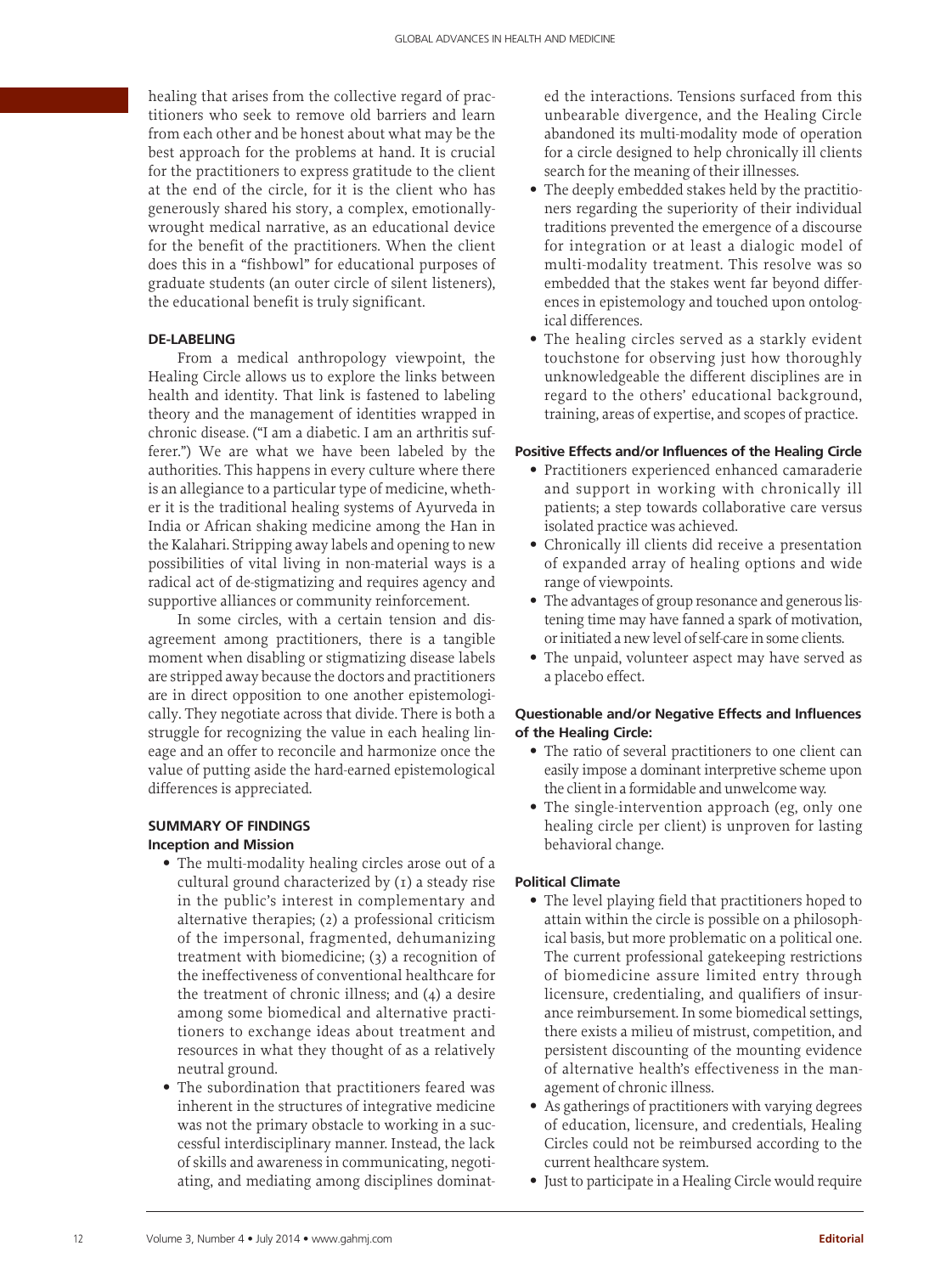healing that arises from the collective regard of practitioners who seek to remove old barriers and learn from each other and be honest about what may be the best approach for the problems at hand. It is crucial for the practitioners to express gratitude to the client at the end of the circle, for it is the client who has generously shared his story, a complex, emotionally-wrought medical narrative, as an educational device for the benefit of the practitioners. When the client does this in a "fishbowl" for educational purposes of graduate students (an outer circle of silent listeners), the educational benefit is truly significant.

## DE-LABELING

From a medical anthropology viewpoint, the Healing Circle allows us to explore the links between health and identity. That link is fastened to labeling theory and the management of identities wrapped in chronic disease. ("I am a diabetic. I am an arthritis sufferer.") We are what we have been labeled by the authorities. This happens in every culture where there is an allegiance to a particular type of medicine, whether it is the traditional healing systems of Ayurveda in India or African shaking medicine among the Han in the Kalahari. Stripping away labels and opening to new possibilities of vital living in non-material ways is a radical act of de-stigmatizing and requires agency and supportive alliances or community reinforcement.

In some circles, with a certain tension and disagreement among practitioners, there is a tangible moment when disabling or stigmatizing disease labels are stripped away because the doctors and practitioners are in direct opposition to one another epistemologically. They negotiate across that divide. There is both a struggle for recognizing the value in each healing lineage and an offer to reconcile and harmonize once the value of putting aside the hard-earned epistemological differences is appreciated.

## SUMMARY OF FINDINGS

### Inception and Mission

- The multi-modality healing circles arose out of a cultural ground characterized by (1) a steady rise in the public's interest in complementary and alternative therapies; (2) a professional criticism of the impersonal, fragmented, dehumanizing treatment with biomedicine; (3) a recognition of the ineffectiveness of conventional healthcare for the treatment of chronic illness; and (4) a desire among some biomedical and alternative practitioners to exchange ideas about treatment and resources in what they thought of as a relatively neutral ground.
- The subordination that practitioners feared was inherent in the structures of integrative medicine was not the primary obstacle to working in a successful interdisciplinary manner. Instead, the lack of skills and awareness in communicating, negotiating, and mediating among disciplines dominated the interactions. Tensions surfaced from this unbearable divergence, and the Healing Circle abandoned its multi-modality mode of operation for a circle designed to help chronically ill clients search for the meaning of their illnesses.
- The deeply embedded stakes held by the practitioners regarding the superiority of their individual traditions prevented the emergence of a discourse for integration or at least a dialogic model of multi-modality treatment. This resolve was so embedded that the stakes went far beyond differences in epistemology and touched upon ontological differences.
- The healing circles served as a starkly evident touchstone for observing just how thoroughly unknowledgeable the different disciplines are in regard to the others' educational background, training, areas of expertise, and scopes of practice.

### Positive Effects and/or Influences of the Healing Circle

- Practitioners experienced enhanced camaraderie and support in working with chronically ill patients; a step towards collaborative care versus isolated practice was achieved.
- Chronically ill clients did receive a presentation of expanded array of healing options and wide range of viewpoints.
- The advantages of group resonance and generous listening time may have fanned a spark of motivation, or initiated a new level of self-care in some clients.
- The unpaid, volunteer aspect may have served as a placebo effect.

### Questionable and/or Negative Effects and Influences of the Healing Circle:

- The ratio of several practitioners to one client can easily impose a dominant interpretive scheme upon the client in a formidable and unwelcome way.
- The single-intervention approach (eg, only one healing circle per client) is unproven for lasting behavioral change.

### Political Climate

- The level playing field that practitioners hoped to attain within the circle is possible on a philosophical basis, but more problematic on a political one. The current professional gatekeeping restrictions of biomedicine assure limited entry through licensure, credentialing, and qualifiers of insurance reimbursement. In some biomedical settings, there exists a milieu of mistrust, competition, and persistent discounting of the mounting evidence of alternative health's effectiveness in the management of chronic illness.
- As gatherings of practitioners with varying degrees of education, licensure, and credentials, Healing Circles could not be reimbursed according to the current healthcare system.
- Just to participate in a Healing Circle would require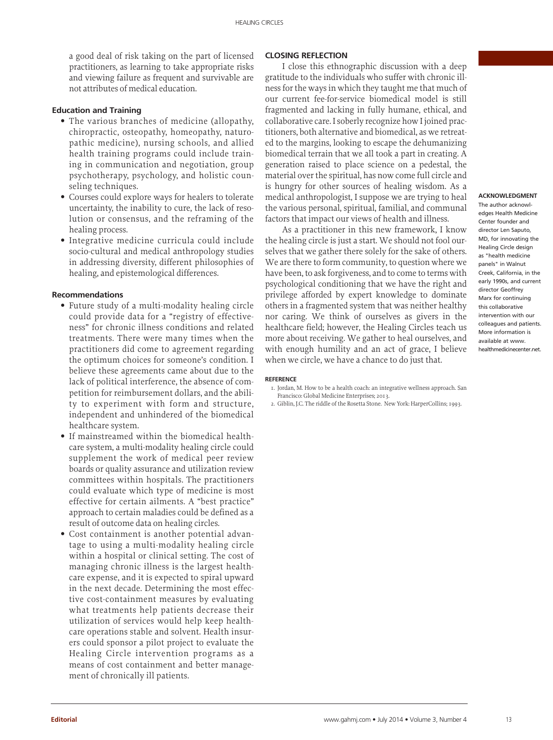a good deal of risk taking on the part of licensed practitioners, as learning to take appropriate risks and viewing failure as frequent and survivable are not attributes of medical education.

### Education and Training

- The various branches of medicine (allopathy, chiropractic, osteopathy, homeopathy, naturopathic medicine), nursing schools, and allied health training programs could include training in communication and negotiation, group psychotherapy, psychology, and holistic counseling techniques.
- Courses could explore ways for healers to tolerate uncertainty, the inability to cure, the lack of resolution or consensus, and the reframing of the healing process.
- Integrative medicine curricula could include socio-cultural and medical anthropology studies in addressing diversity, different philosophies of healing, and epistemological differences.

### Recommendations

- Future study of a multi-modality healing circle could provide data for a "registry of effectiveness" for chronic illness conditions and related treatments. There were many times when the practitioners did come to agreement regarding the optimum choices for someone's condition. I believe these agreements came about due to the lack of political interference, the absence of competition for reimbursement dollars, and the ability to experiment with form and structure, independent and unhindered of the biomedical healthcare system.
- If mainstreamed within the biomedical healthcare system, a multi-modality healing circle could supplement the work of medical peer review boards or quality assurance and utilization review committees within hospitals. The practitioners could evaluate which type of medicine is most effective for certain ailments. A "best practice" approach to certain maladies could be defined as a result of outcome data on healing circles.
- Cost containment is another potential advantage to using a multi-modality healing circle within a hospital or clinical setting. The cost of managing chronic illness is the largest healthcare expense, and it is expected to spiral upward in the next decade. Determining the most effective cost-containment measures by evaluating what treatments help patients decrease their utilization of services would help keep healthcare operations stable and solvent. Health insurers could sponsor a pilot project to evaluate the Healing Circle intervention programs as a means of cost containment and better management of chronically ill patients.

## CLOSING REFLECTION

I close this ethnographic discussion with a deep gratitude to the individuals who suffer with chronic illness for the ways in which they taught me that much of our current fee-for-service biomedical model is still fragmented and lacking in fully humane, ethical, and collaborative care. I soberly recognize how I joined practitioners, both alternative and biomedical, as we retreated to the margins, looking to escape the dehumanizing biomedical terrain that we all took a part in creating. A generation raised to place science on a pedestal, the material over the spiritual, has now come full circle and is hungry for other sources of healing wisdom. As a medical anthropologist, I suppose we are trying to heal the various personal, spiritual, familial, and communal factors that impact our views of health and illness.

As a practitioner in this new framework, I know the healing circle is just a start. We should not fool ourselves that we gather there solely for the sake of others. We are there to form community, to question where we have been, to ask forgiveness, and to come to terms with psychological conditioning that we have the right and privilege afforded by expert knowledge to dominate others in a fragmented system that was neither healthy nor caring. We think of ourselves as givers in the healthcare field; however, the Healing Circles teach us more about receiving. We gather to heal ourselves, and with enough humility and an act of grace, I believe when we circle, we have a chance to do just that.

### ACKNOWLEDGMENT

The author acknowledges Health Medicine Center founder and director Len Saputo, MD, for innovating the Healing Circle design as "health medicine panels" in Walnut Creek, California, in the early 1990s, and current director Geoffrey Marx for continuing this collaborative intervention with our colleagues and patients. More information is available at www.healthmedicinecenter.net.

### REFERENCE

1. Jordan, M. How to be a health coach: an integrative wellness approach. San Francisco: Global Medicine Enterprises; 2013.
2. Giblin, J.C. The riddle of the Rosetta Stone. New York: HarperCollins; 1993.